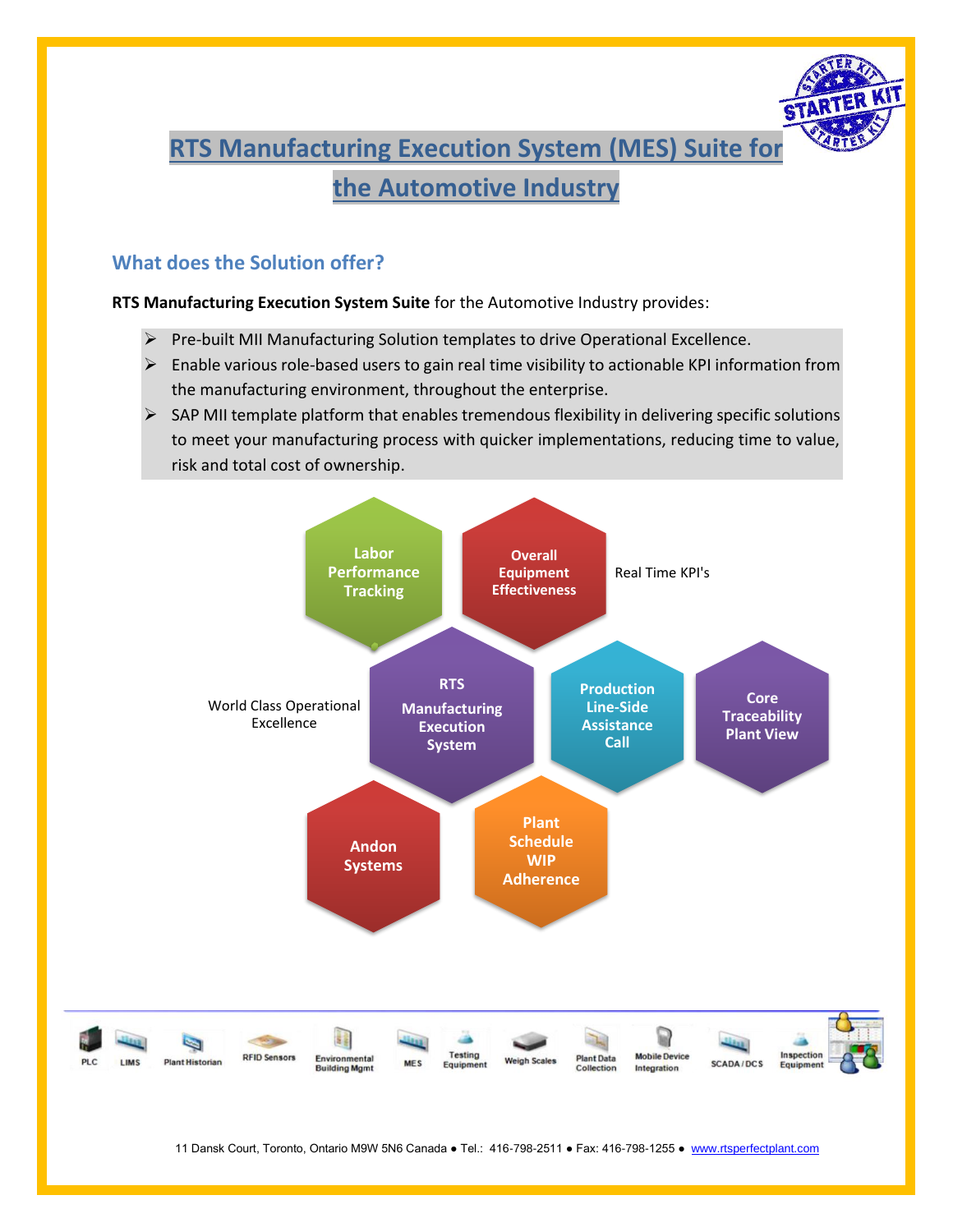# RTS Manufacturing Execution System (MES) Suite for the Automotive Industry

## What does the Solution offer?

**RTS Manufacturing Execution System Suite** for the Automotive Industry provides:

- Pre-built MII Manufacturing Solution templates to drive Operational Excellence.
- Enable various role-based users to gain real time visibility to actionable KPI information from the manufacturing environment, throughout the enterprise.
- SAP MII template platform that enables tremendous flexibility in delivering specific solutions to meet your manufacturing process with quicker implementations, reducing time to value, risk and total cost of ownership.

Labor Performance Tracking

Overall Equipment Effectiveness

Real Time KPI's

World Class Operational Excellence

RTS Manufacturing Execution System

Production Line-Side Assistance Call

Core Traceability Plant View

Andon Systems

Plant Schedule WIP Adherence

PLC | LIMS | Plant Historian | RFID Sensors | Environmental Building Mgmt | MES | Testing Equipment | Weigh Scales | Plant Data Collection | Mobile Device Integration | SCADA / DCS | Inspection Equipment

11 Dansk Court, Toronto, Ontario M9W 5N6 Canada ● Tel.: 416-798-2511 ● Fax: 416-798-1255 ● www.rtsperfectplant.com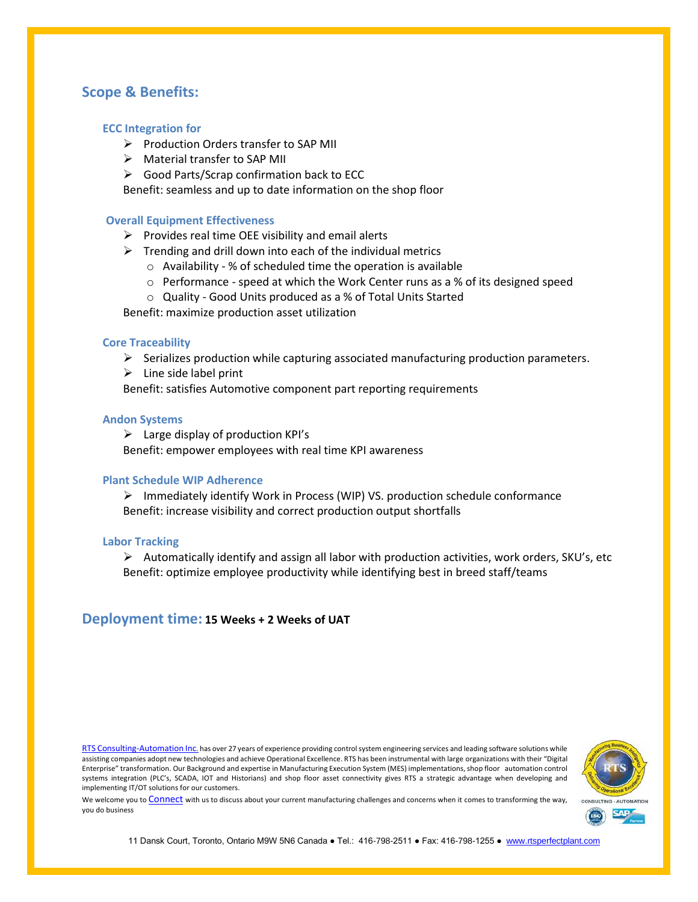## Scope & Benefits:

### ECC Integration for

- Production Orders transfer to SAP MII
- Material transfer to SAP MII
- Good Parts/Scrap confirmation back to ECC

Benefit: seamless and up to date information on the shop floor

### Overall Equipment Effectiveness

- Provides real time OEE visibility and email alerts
- Trending and drill down into each of the individual metrics
  - Availability - % of scheduled time the operation is available
  - Performance - speed at which the Work Center runs as a % of its designed speed
  - Quality - Good Units produced as a % of Total Units Started

Benefit: maximize production asset utilization

### Core Traceability

- Serializes production while capturing associated manufacturing production parameters.
- Line side label print

Benefit: satisfies Automotive component part reporting requirements

### Andon Systems

- Large display of production KPI's

Benefit: empower employees with real time KPI awareness

### Plant Schedule WIP Adherence

- Immediately identify Work in Process (WIP) VS. production schedule conformance

Benefit: increase visibility and correct production output shortfalls

### Labor Tracking

- Automatically identify and assign all labor with production activities, work orders, SKU's, etc

Benefit: optimize employee productivity while identifying best in breed staff/teams

## Deployment time: **15 Weeks + 2 Weeks of UAT**

RTS Consulting-Automation Inc. has over 27 years of experience providing control system engineering services and leading software solutions while assisting companies adopt new technologies and achieve Operational Excellence. RTS has been instrumental with large organizations with their "Digital Enterprise" transformation. Our Background and expertise in Manufacturing Execution System (MES) implementations, shop floor automation control systems integration (PLC's, SCADA, IOT and Historians) and shop floor asset connectivity gives RTS a strategic advantage when developing and implementing IT/OT solutions for our customers.

We welcome you to Connect with us to discuss about your current manufacturing challenges and concerns when it comes to transforming the way, you do business

11 Dansk Court, Toronto, Ontario M9W 5N6 Canada ● Tel.: 416-798-2511 ● Fax: 416-798-1255 ● www.rtsperfectplant.com